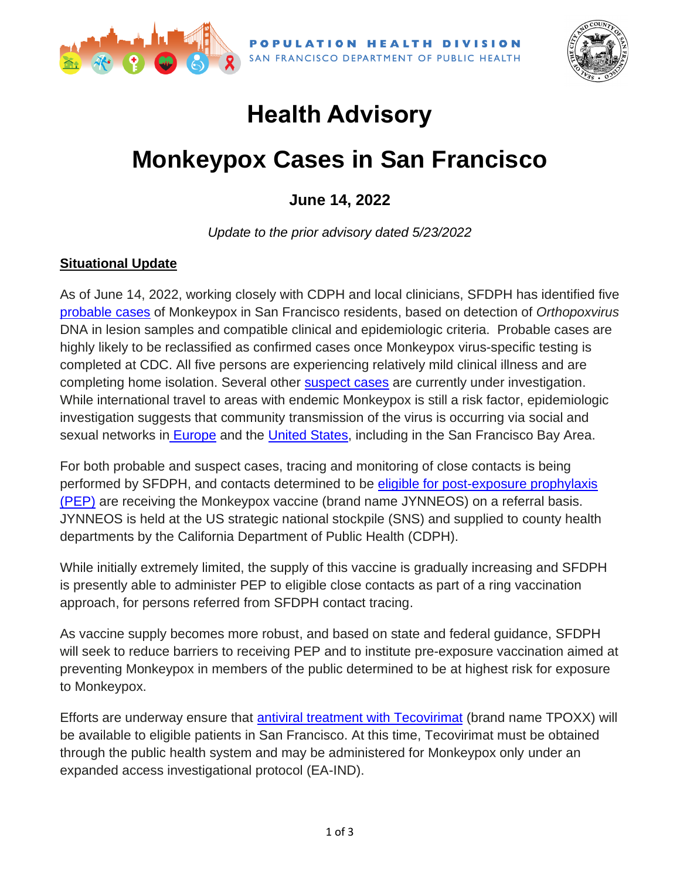POPULATION HEALTH DIVISION
SAN FRANCISCO DEPARTMENT OF PUBLIC HEALTH

# Health Advisory

# Monkeypox Cases in San Francisco

### June 14, 2022

*Update to the prior advisory dated 5/23/2022*

**Situational Update**

As of June 14, 2022, working closely with CDPH and local clinicians, SFDPH has identified five probable cases of Monkeypox in San Francisco residents, based on detection of *Orthopoxvirus* DNA in lesion samples and compatible clinical and epidemiologic criteria. Probable cases are highly likely to be reclassified as confirmed cases once Monkeypox virus-specific testing is completed at CDC. All five persons are experiencing relatively mild clinical illness and are completing home isolation. Several other suspect cases are currently under investigation. While international travel to areas with endemic Monkeypox is still a risk factor, epidemiologic investigation suggests that community transmission of the virus is occurring via social and sexual networks in Europe and the United States, including in the San Francisco Bay Area.

For both probable and suspect cases, tracing and monitoring of close contacts is being performed by SFDPH, and contacts determined to be eligible for post-exposure prophylaxis (PEP) are receiving the Monkeypox vaccine (brand name JYNNEOS) on a referral basis. JYNNEOS is held at the US strategic national stockpile (SNS) and supplied to county health departments by the California Department of Public Health (CDPH).

While initially extremely limited, the supply of this vaccine is gradually increasing and SFDPH is presently able to administer PEP to eligible close contacts as part of a ring vaccination approach, for persons referred from SFDPH contact tracing.

As vaccine supply becomes more robust, and based on state and federal guidance, SFDPH will seek to reduce barriers to receiving PEP and to institute pre-exposure vaccination aimed at preventing Monkeypox in members of the public determined to be at highest risk for exposure to Monkeypox.

Efforts are underway ensure that antiviral treatment with Tecovirimat (brand name TPOXX) will be available to eligible patients in San Francisco. At this time, Tecovirimat must be obtained through the public health system and may be administered for Monkeypox only under an expanded access investigational protocol (EA-IND).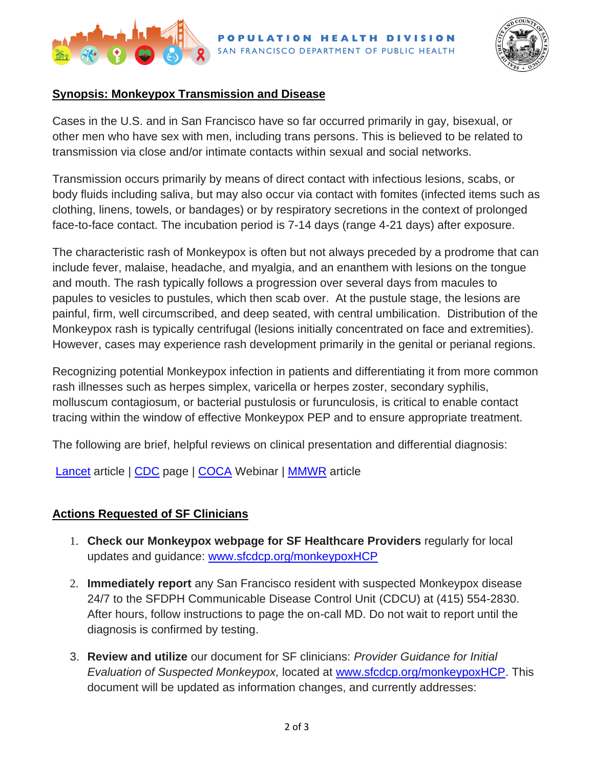## Synopsis: Monkeypox Transmission and Disease

Cases in the U.S. and in San Francisco have so far occurred primarily in gay, bisexual, or other men who have sex with men, including trans persons. This is believed to be related to transmission via close and/or intimate contacts within sexual and social networks.

Transmission occurs primarily by means of direct contact with infectious lesions, scabs, or body fluids including saliva, but may also occur via contact with fomites (infected items such as clothing, linens, towels, or bandages) or by respiratory secretions in the context of prolonged face-to-face contact. The incubation period is 7-14 days (range 4-21 days) after exposure.

The characteristic rash of Monkeypox is often but not always preceded by a prodrome that can include fever, malaise, headache, and myalgia, and an enanthem with lesions on the tongue and mouth. The rash typically follows a progression over several days from macules to papules to vesicles to pustules, which then scab over. At the pustule stage, the lesions are painful, firm, well circumscribed, and deep seated, with central umbilication. Distribution of the Monkeypox rash is typically centrifugal (lesions initially concentrated on face and extremities). However, cases may experience rash development primarily in the genital or perianal regions.

Recognizing potential Monkeypox infection in patients and differentiating it from more common rash illnesses such as herpes simplex, varicella or herpes zoster, secondary syphilis, molluscum contagiosum, or bacterial pustulosis or furunculosis, is critical to enable contact tracing within the window of effective Monkeypox PEP and to ensure appropriate treatment.

The following are brief, helpful reviews on clinical presentation and differential diagnosis:

Lancet article | CDC page | COCA Webinar | MMWR article

## Actions Requested of SF Clinicians

1. **Check our Monkeypox webpage for SF Healthcare Providers** regularly for local updates and guidance: www.sfcdcp.org/monkeypoxHCP
2. **Immediately report** any San Francisco resident with suspected Monkeypox disease 24/7 to the SFDPH Communicable Disease Control Unit (CDCU) at (415) 554-2830. After hours, follow instructions to page the on-call MD. Do not wait to report until the diagnosis is confirmed by testing.
3. **Review and utilize** our document for SF clinicians: *Provider Guidance for Initial Evaluation of Suspected Monkeypox,* located at www.sfcdcp.org/monkeypoxHCP. This document will be updated as information changes, and currently addresses: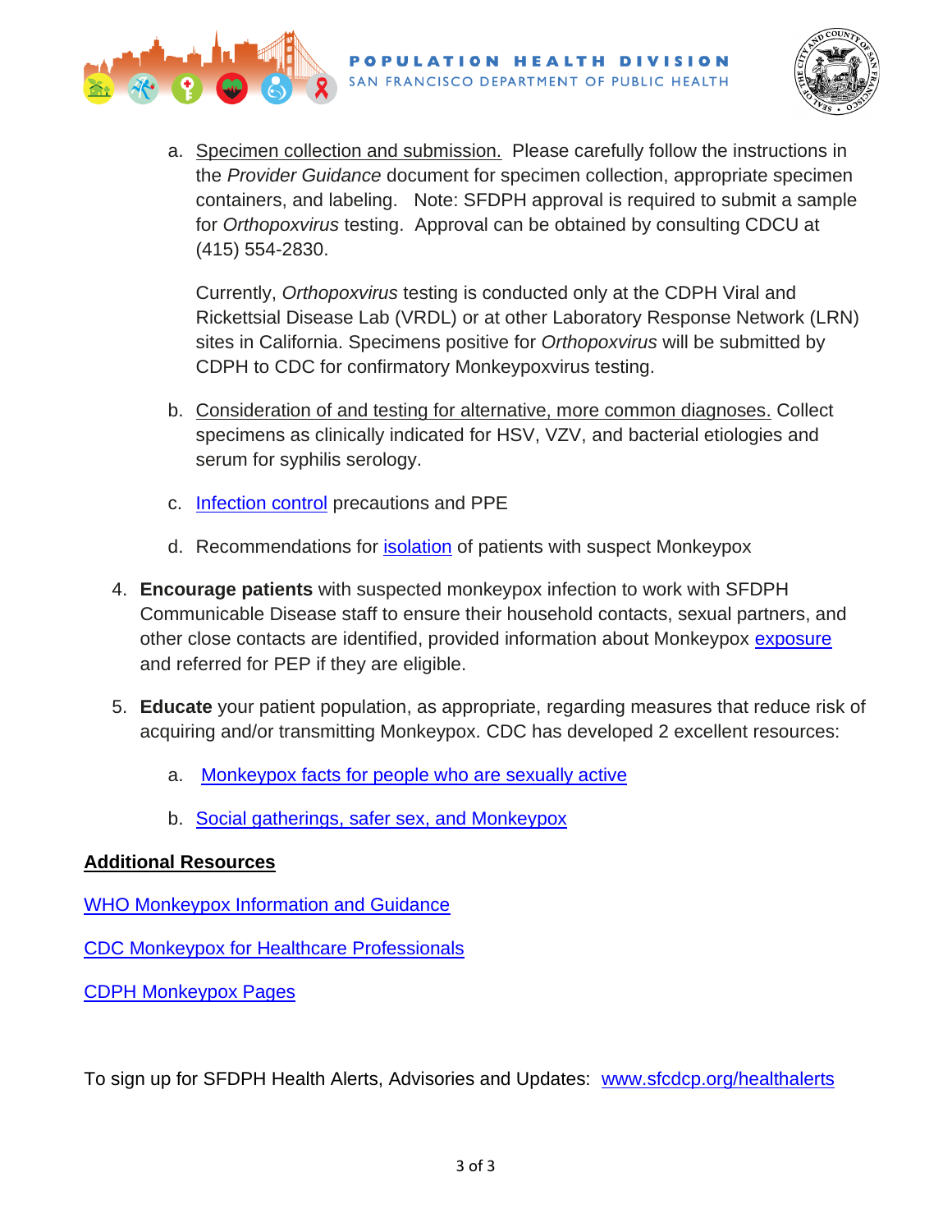a. Specimen collection and submission. Please carefully follow the instructions in the *Provider Guidance* document for specimen collection, appropriate specimen containers, and labeling. Note: SFDPH approval is required to submit a sample for *Orthopoxvirus* testing. Approval can be obtained by consulting CDCU at (415) 554-2830.

   Currently, *Orthopoxvirus* testing is conducted only at the CDPH Viral and Rickettsial Disease Lab (VRDL) or at other Laboratory Response Network (LRN) sites in California. Specimens positive for *Orthopoxvirus* will be submitted by CDPH to CDC for confirmatory Monkeypoxvirus testing.

b. Consideration of and testing for alternative, more common diagnoses. Collect specimens as clinically indicated for HSV, VZV, and bacterial etiologies and serum for syphilis serology.

c. Infection control precautions and PPE

d. Recommendations for isolation of patients with suspect Monkeypox

4. **Encourage patients** with suspected monkeypox infection to work with SFDPH Communicable Disease staff to ensure their household contacts, sexual partners, and other close contacts are identified, provided information about Monkeypox exposure and referred for PEP if they are eligible.

5. **Educate** your patient population, as appropriate, regarding measures that reduce risk of acquiring and/or transmitting Monkeypox. CDC has developed 2 excellent resources:

   a. Monkeypox facts for people who are sexually active

   b. Social gatherings, safer sex, and Monkeypox

**Additional Resources**

WHO Monkeypox Information and Guidance

CDC Monkeypox for Healthcare Professionals

CDPH Monkeypox Pages

To sign up for SFDPH Health Alerts, Advisories and Updates: www.sfcdcp.org/healthalerts